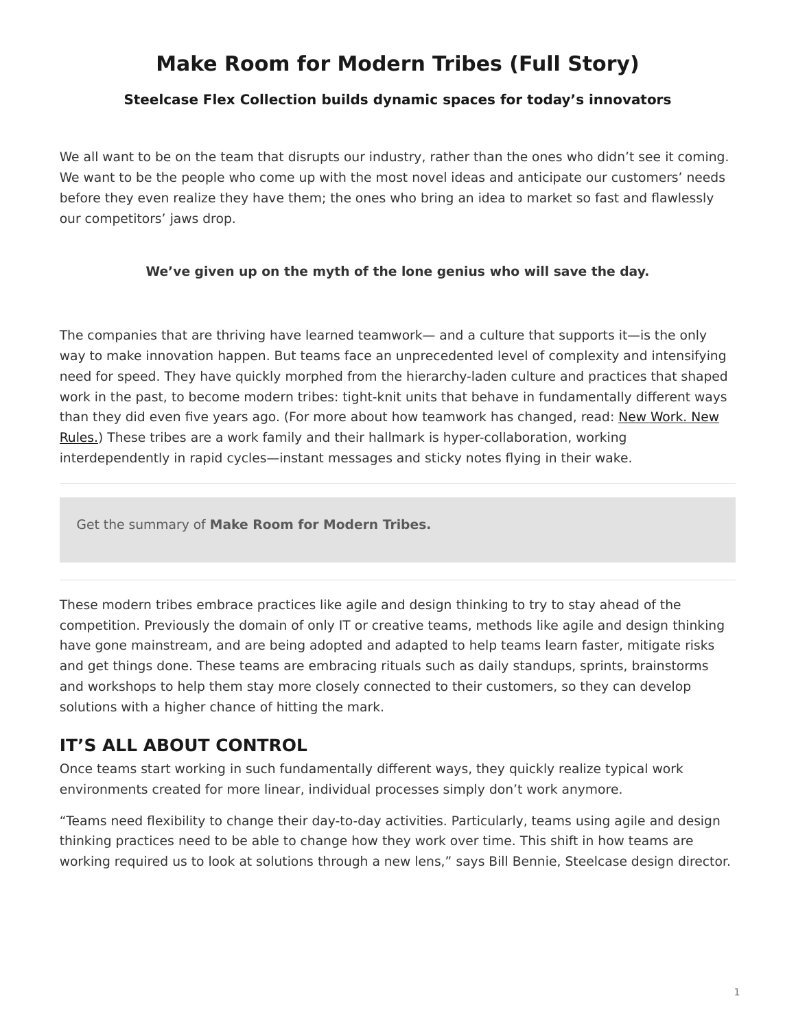# Make Room for Modern Tribes (Full Story)

### Steelcase Flex Collection builds dynamic spaces for today's innovators

We all want to be on the team that disrupts our industry, rather than the ones who didn't see it coming. We want to be the people who come up with the most novel ideas and anticipate our customers' needs before they even realize they have them; the ones who bring an idea to market so fast and flawlessly our competitors' jaws drop.

**We've given up on the myth of the lone genius who will save the day.**

The companies that are thriving have learned teamwork— and a culture that supports it—is the only way to make innovation happen. But teams face an unprecedented level of complexity and intensifying need for speed. They have quickly morphed from the hierarchy-laden culture and practices that shaped work in the past, to become modern tribes: tight-knit units that behave in fundamentally different ways than they did even five years ago. (For more about how teamwork has changed, read: New Work. New Rules.) These tribes are a work family and their hallmark is hyper-collaboration, working interdependently in rapid cycles—instant messages and sticky notes flying in their wake.

---

Get the summary of **Make Room for Modern Tribes.**

---

These modern tribes embrace practices like agile and design thinking to try to stay ahead of the competition. Previously the domain of only IT or creative teams, methods like agile and design thinking have gone mainstream, and are being adopted and adapted to help teams learn faster, mitigate risks and get things done. These teams are embracing rituals such as daily standups, sprints, brainstorms and workshops to help them stay more closely connected to their customers, so they can develop solutions with a higher chance of hitting the mark.

## IT'S ALL ABOUT CONTROL

Once teams start working in such fundamentally different ways, they quickly realize typical work environments created for more linear, individual processes simply don't work anymore.

"Teams need flexibility to change their day-to-day activities. Particularly, teams using agile and design thinking practices need to be able to change how they work over time. This shift in how teams are working required us to look at solutions through a new lens," says Bill Bennie, Steelcase design director.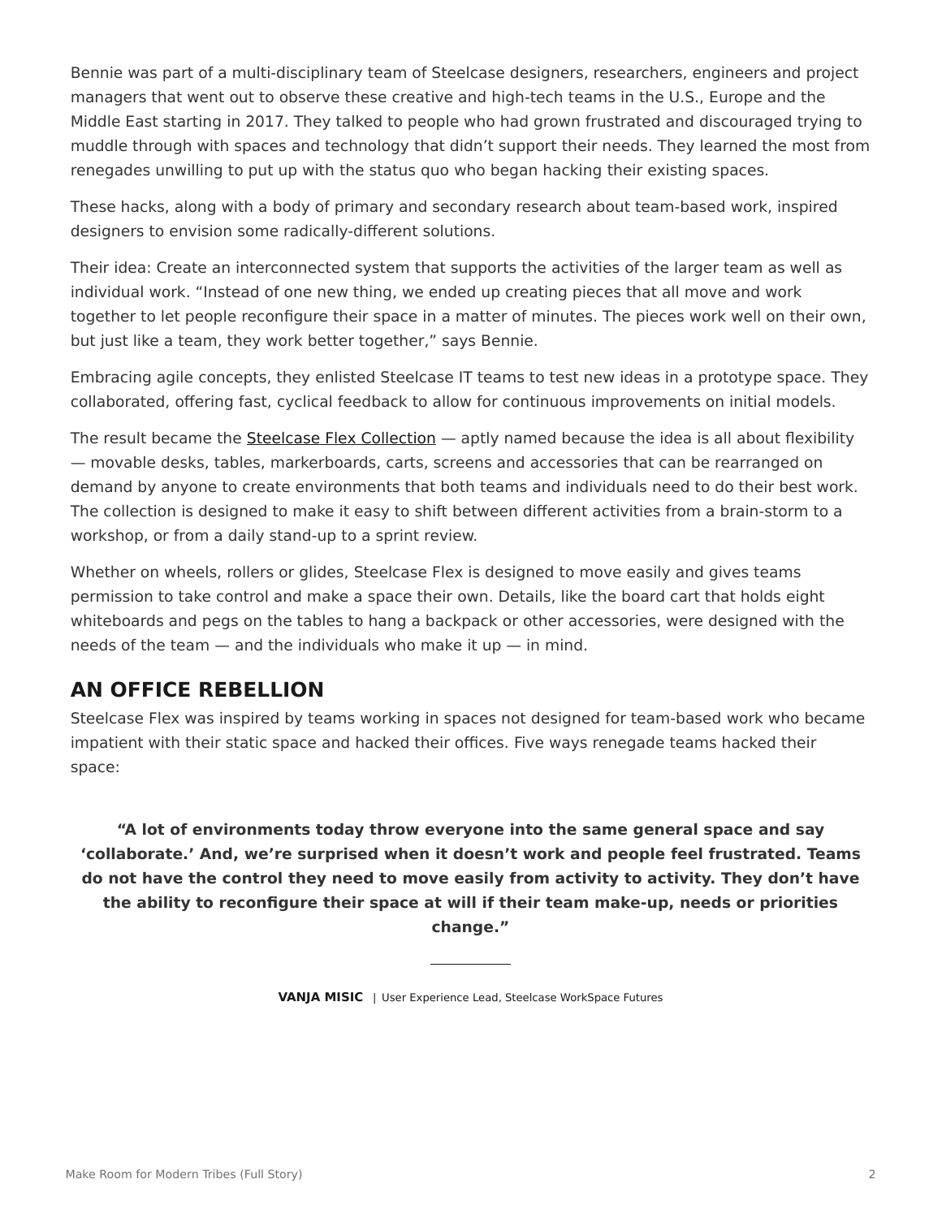Bennie was part of a multi-disciplinary team of Steelcase designers, researchers, engineers and project managers that went out to observe these creative and high-tech teams in the U.S., Europe and the Middle East starting in 2017. They talked to people who had grown frustrated and discouraged trying to muddle through with spaces and technology that didn't support their needs. They learned the most from renegades unwilling to put up with the status quo who began hacking their existing spaces.

These hacks, along with a body of primary and secondary research about team-based work, inspired designers to envision some radically-different solutions.

Their idea: Create an interconnected system that supports the activities of the larger team as well as individual work. "Instead of one new thing, we ended up creating pieces that all move and work together to let people reconfigure their space in a matter of minutes. The pieces work well on their own, but just like a team, they work better together," says Bennie.

Embracing agile concepts, they enlisted Steelcase IT teams to test new ideas in a prototype space. They collaborated, offering fast, cyclical feedback to allow for continuous improvements on initial models.

The result became the Steelcase Flex Collection — aptly named because the idea is all about flexibility — movable desks, tables, markerboards, carts, screens and accessories that can be rearranged on demand by anyone to create environments that both teams and individuals need to do their best work. The collection is designed to make it easy to shift between different activities from a brain-storm to a workshop, or from a daily stand-up to a sprint review.

Whether on wheels, rollers or glides, Steelcase Flex is designed to move easily and gives teams permission to take control and make a space their own. Details, like the board cart that holds eight whiteboards and pegs on the tables to hang a backpack or other accessories, were designed with the needs of the team — and the individuals who make it up — in mind.

## AN OFFICE REBELLION

Steelcase Flex was inspired by teams working in spaces not designed for team-based work who became impatient with their static space and hacked their offices. Five ways renegade teams hacked their space:

> **"A lot of environments today throw everyone into the same general space and say 'collaborate.' And, we're surprised when it doesn't work and people feel frustrated. Teams do not have the control they need to move easily from activity to activity. They don't have the ability to reconfigure their space at will if their team make-up, needs or priorities change."**
>
> **VANJA MISIC** | User Experience Lead, Steelcase WorkSpace Futures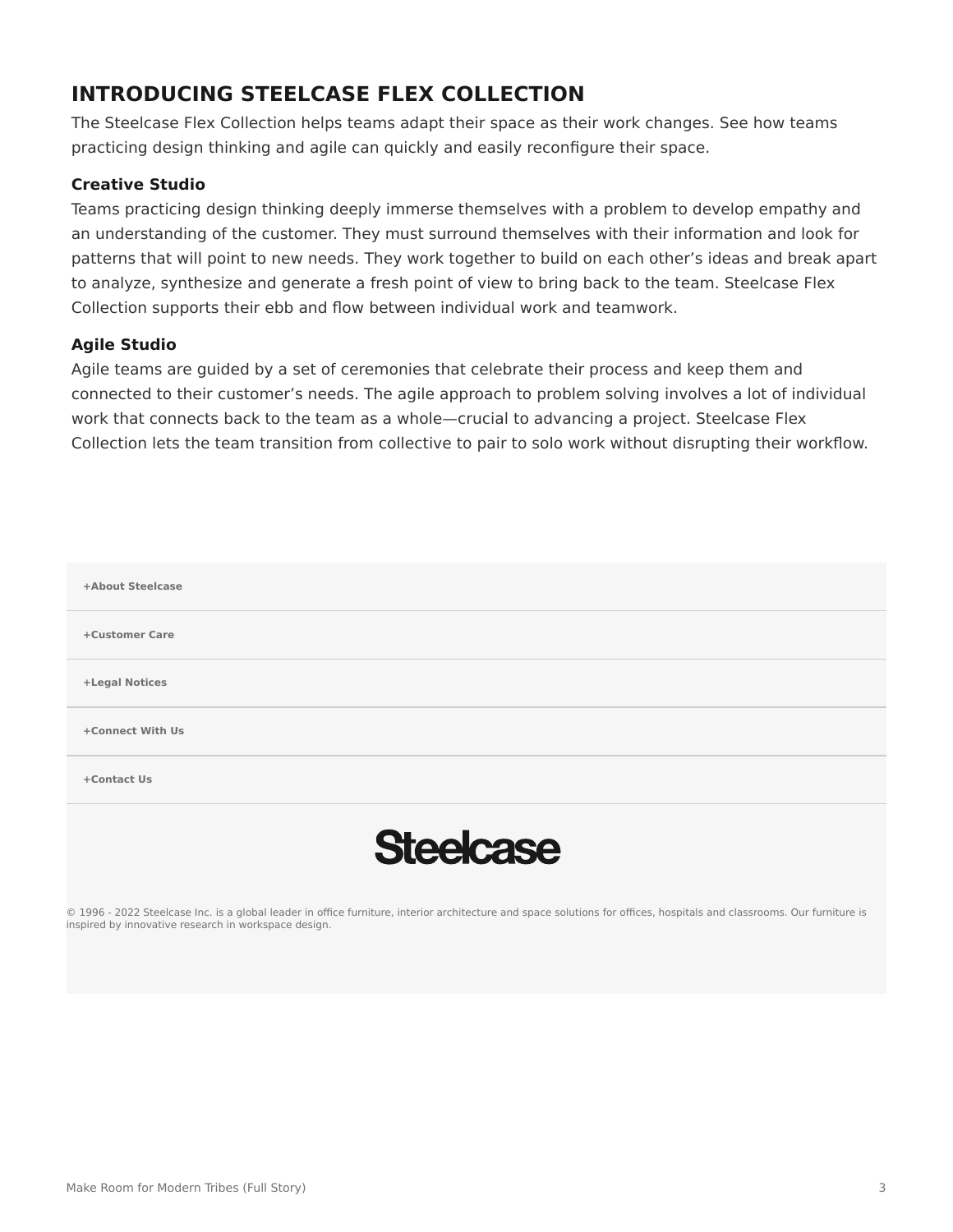## INTRODUCING STEELCASE FLEX COLLECTION

The Steelcase Flex Collection helps teams adapt their space as their work changes. See how teams practicing design thinking and agile can quickly and easily reconfigure their space.

**Creative Studio**

Teams practicing design thinking deeply immerse themselves with a problem to develop empathy and an understanding of the customer. They must surround themselves with their information and look for patterns that will point to new needs. They work together to build on each other's ideas and break apart to analyze, synthesize and generate a fresh point of view to bring back to the team. Steelcase Flex Collection supports their ebb and flow between individual work and teamwork.

**Agile Studio**

Agile teams are guided by a set of ceremonies that celebrate their process and keep them and connected to their customer's needs. The agile approach to problem solving involves a lot of individual work that connects back to the team as a whole—crucial to advancing a project. Steelcase Flex Collection lets the team transition from collective to pair to solo work without disrupting their workflow.

**+About Steelcase**

**+Customer Care**

**+Legal Notices**

**+Connect With Us**

**+Contact Us**

Steelcase

© 1996 - 2022 Steelcase Inc. is a global leader in office furniture, interior architecture and space solutions for offices, hospitals and classrooms. Our furniture is inspired by innovative research in workspace design.